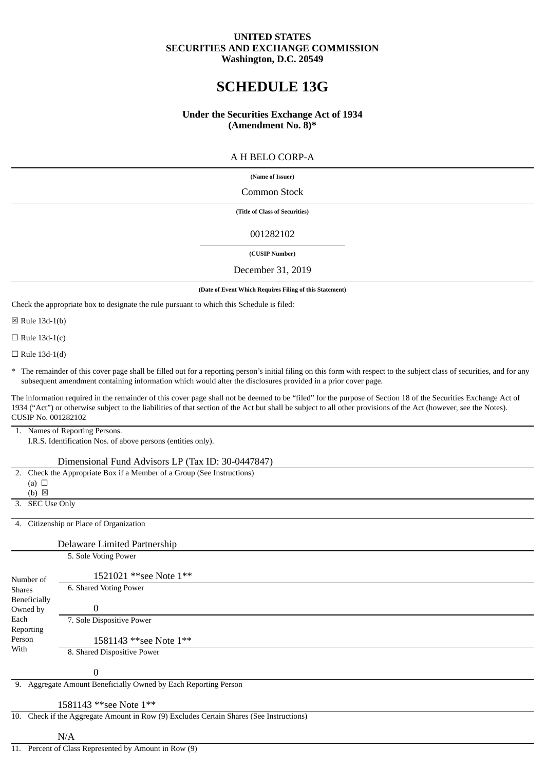**UNITED STATES**
**SECURITIES AND EXCHANGE COMMISSION**
**Washington, D.C. 20549**

# SCHEDULE 13G

**Under the Securities Exchange Act of 1934**
**(Amendment No. 8)***

A H BELO CORP-A

**(Name of Issuer)**

Common Stock

**(Title of Class of Securities)**

001282102

**(CUSIP Number)**

December 31, 2019

**(Date of Event Which Requires Filing of this Statement)**

Check the appropriate box to designate the rule pursuant to which this Schedule is filed:

☒ Rule 13d-1(b)

☐ Rule 13d-1(c)

☐ Rule 13d-1(d)

\* The remainder of this cover page shall be filled out for a reporting person's initial filing on this form with respect to the subject class of securities, and for any subsequent amendment containing information which would alter the disclosures provided in a prior cover page.

The information required in the remainder of this cover page shall not be deemed to be "filed" for the purpose of Section 18 of the Securities Exchange Act of 1934 ("Act") or otherwise subject to the liabilities of that section of the Act but shall be subject to all other provisions of the Act (however, see the Notes).

CUSIP No. 001282102

| | |
|---|---|
| 1. Names of Reporting Persons. I.R.S. Identification Nos. of above persons (entities only). | Dimensional Fund Advisors LP (Tax ID: 30-0447847) |
| 2. Check the Appropriate Box if a Member of a Group (See Instructions) | (a) ☐ (b) ☒ |
| 3. SEC Use Only | |
| 4. Citizenship or Place of Organization | Delaware Limited Partnership |
| Number of Shares Beneficially Owned by Each Reporting Person With | 5. Sole Voting Power: 1521021 **see Note 1** |
| | 6. Shared Voting Power: 0 |
| | 7. Sole Dispositive Power: 1581143 **see Note 1** |
| | 8. Shared Dispositive Power: 0 |
| 9. Aggregate Amount Beneficially Owned by Each Reporting Person | 1581143 **see Note 1** |
| 10. Check if the Aggregate Amount in Row (9) Excludes Certain Shares (See Instructions) | N/A |
| 11. Percent of Class Represented by Amount in Row (9) | |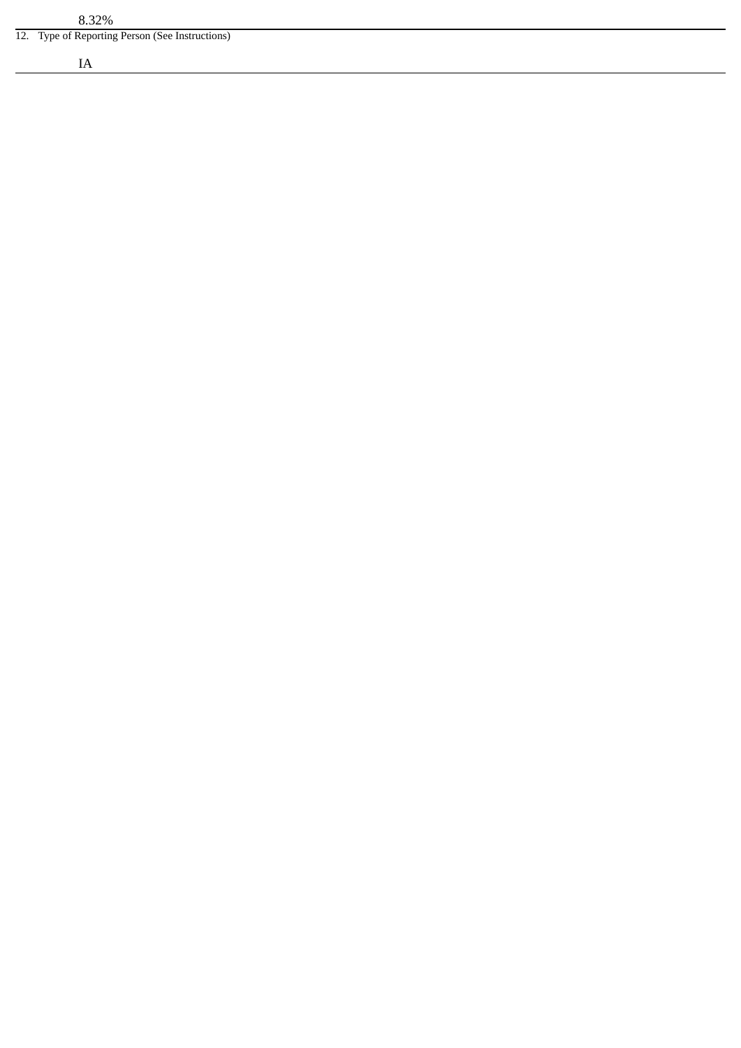| 8.32% |
| --- |
| 12. Type of Reporting Person (See Instructions) |
| IA |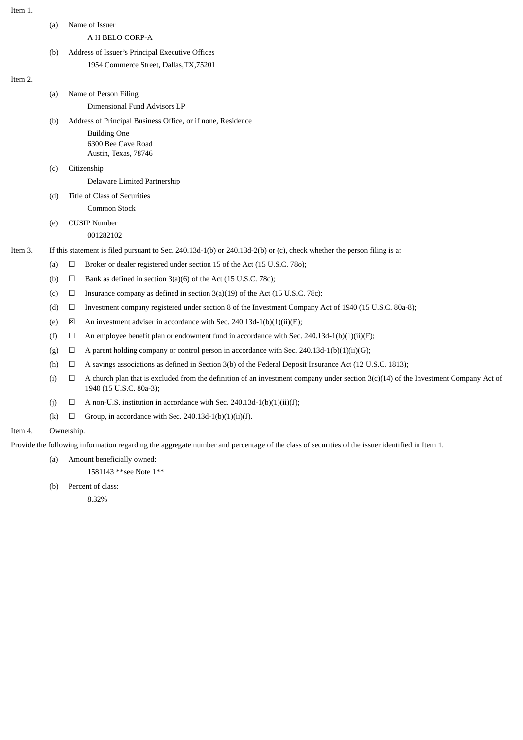Item 1.

(a) Name of Issuer

A H BELO CORP-A

(b) Address of Issuer's Principal Executive Offices

1954 Commerce Street, Dallas,TX,75201

Item 2.

(a) Name of Person Filing

Dimensional Fund Advisors LP

(b) Address of Principal Business Office, or if none, Residence

Building One
6300 Bee Cave Road
Austin, Texas, 78746

(c) Citizenship

Delaware Limited Partnership

(d) Title of Class of Securities

Common Stock

(e) CUSIP Number

001282102

Item 3. If this statement is filed pursuant to Sec. 240.13d-1(b) or 240.13d-2(b) or (c), check whether the person filing is a:

(a) ☐ Broker or dealer registered under section 15 of the Act (15 U.S.C. 78o);

(b) ☐ Bank as defined in section 3(a)(6) of the Act (15 U.S.C. 78c);

(c) ☐ Insurance company as defined in section 3(a)(19) of the Act (15 U.S.C. 78c);

(d) ☐ Investment company registered under section 8 of the Investment Company Act of 1940 (15 U.S.C. 80a-8);

(e) ☒ An investment adviser in accordance with Sec. 240.13d-1(b)(1)(ii)(E);

(f) ☐ An employee benefit plan or endowment fund in accordance with Sec. 240.13d-1(b)(1)(ii)(F);

(g) ☐ A parent holding company or control person in accordance with Sec. 240.13d-1(b)(1)(ii)(G);

(h) ☐ A savings associations as defined in Section 3(b) of the Federal Deposit Insurance Act (12 U.S.C. 1813);

(i) ☐ A church plan that is excluded from the definition of an investment company under section 3(c)(14) of the Investment Company Act of 1940 (15 U.S.C. 80a-3);

(j) ☐ A non-U.S. institution in accordance with Sec. 240.13d-1(b)(1)(ii)(J);

(k) ☐ Group, in accordance with Sec. 240.13d-1(b)(1)(ii)(J).

Item 4. Ownership.

Provide the following information regarding the aggregate number and percentage of the class of securities of the issuer identified in Item 1.

(a) Amount beneficially owned:

1581143 **see Note 1**

(b) Percent of class:

8.32%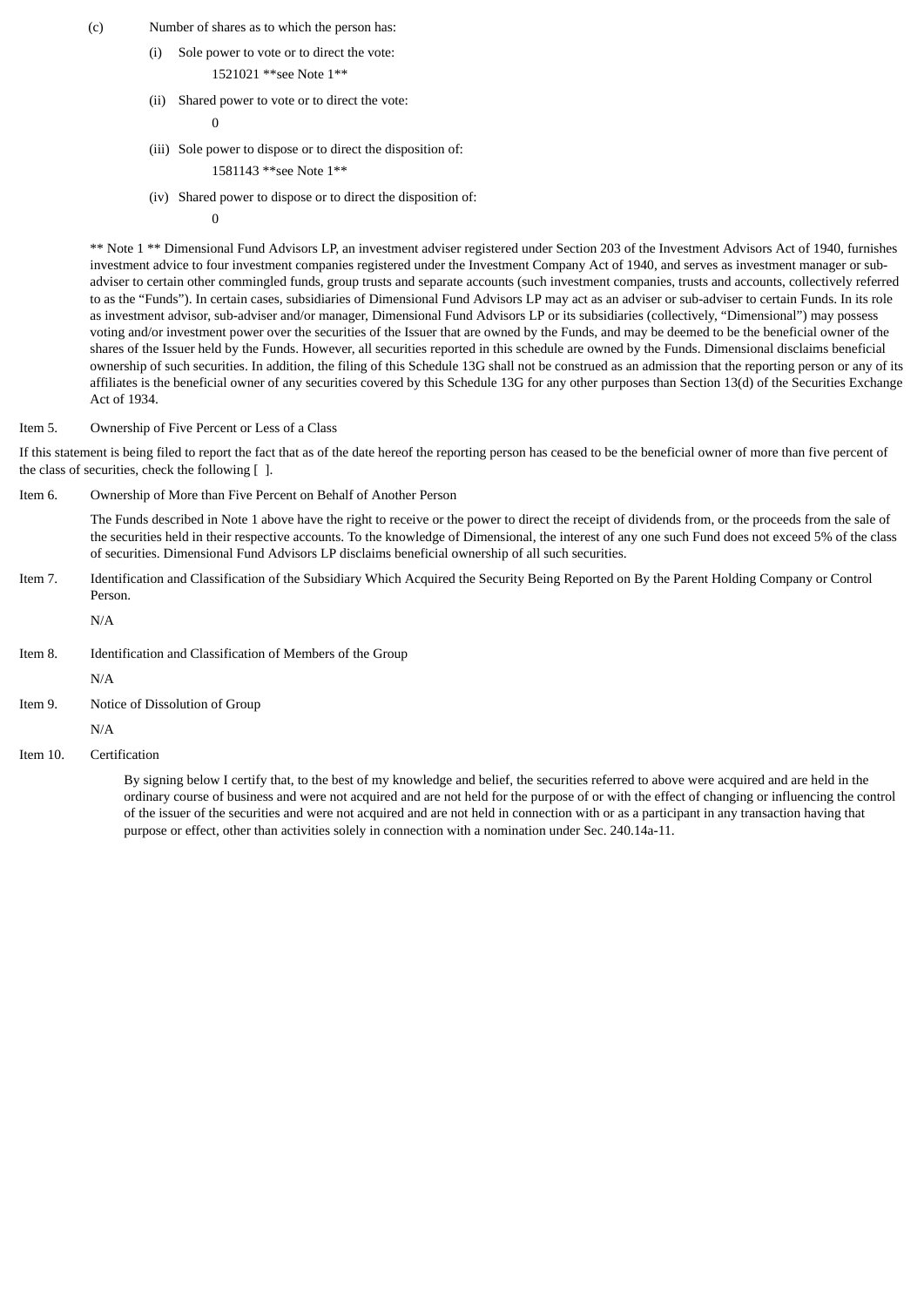(c) Number of shares as to which the person has:

(i) Sole power to vote or to direct the vote:

1521021 **see Note 1**

(ii) Shared power to vote or to direct the vote:

0

(iii) Sole power to dispose or to direct the disposition of:

1581143 **see Note 1**

(iv) Shared power to dispose or to direct the disposition of:

0

** Note 1 ** Dimensional Fund Advisors LP, an investment adviser registered under Section 203 of the Investment Advisors Act of 1940, furnishes investment advice to four investment companies registered under the Investment Company Act of 1940, and serves as investment manager or sub-adviser to certain other commingled funds, group trusts and separate accounts (such investment companies, trusts and accounts, collectively referred to as the "Funds"). In certain cases, subsidiaries of Dimensional Fund Advisors LP may act as an adviser or sub-adviser to certain Funds. In its role as investment advisor, sub-adviser and/or manager, Dimensional Fund Advisors LP or its subsidiaries (collectively, "Dimensional") may possess voting and/or investment power over the securities of the Issuer that are owned by the Funds, and may be deemed to be the beneficial owner of the shares of the Issuer held by the Funds. However, all securities reported in this schedule are owned by the Funds. Dimensional disclaims beneficial ownership of such securities. In addition, the filing of this Schedule 13G shall not be construed as an admission that the reporting person or any of its affiliates is the beneficial owner of any securities covered by this Schedule 13G for any other purposes than Section 13(d) of the Securities Exchange Act of 1934.

Item 5. Ownership of Five Percent or Less of a Class

If this statement is being filed to report the fact that as of the date hereof the reporting person has ceased to be the beneficial owner of more than five percent of the class of securities, check the following [ ].

Item 6. Ownership of More than Five Percent on Behalf of Another Person

The Funds described in Note 1 above have the right to receive or the power to direct the receipt of dividends from, or the proceeds from the sale of the securities held in their respective accounts. To the knowledge of Dimensional, the interest of any one such Fund does not exceed 5% of the class of securities. Dimensional Fund Advisors LP disclaims beneficial ownership of all such securities.

Item 7. Identification and Classification of the Subsidiary Which Acquired the Security Being Reported on By the Parent Holding Company or Control Person.

N/A

Item 8. Identification and Classification of Members of the Group

N/A

Item 9. Notice of Dissolution of Group

N/A

Item 10. Certification

By signing below I certify that, to the best of my knowledge and belief, the securities referred to above were acquired and are held in the ordinary course of business and were not acquired and are not held for the purpose of or with the effect of changing or influencing the control of the issuer of the securities and were not acquired and are not held in connection with or as a participant in any transaction having that purpose or effect, other than activities solely in connection with a nomination under Sec. 240.14a-11.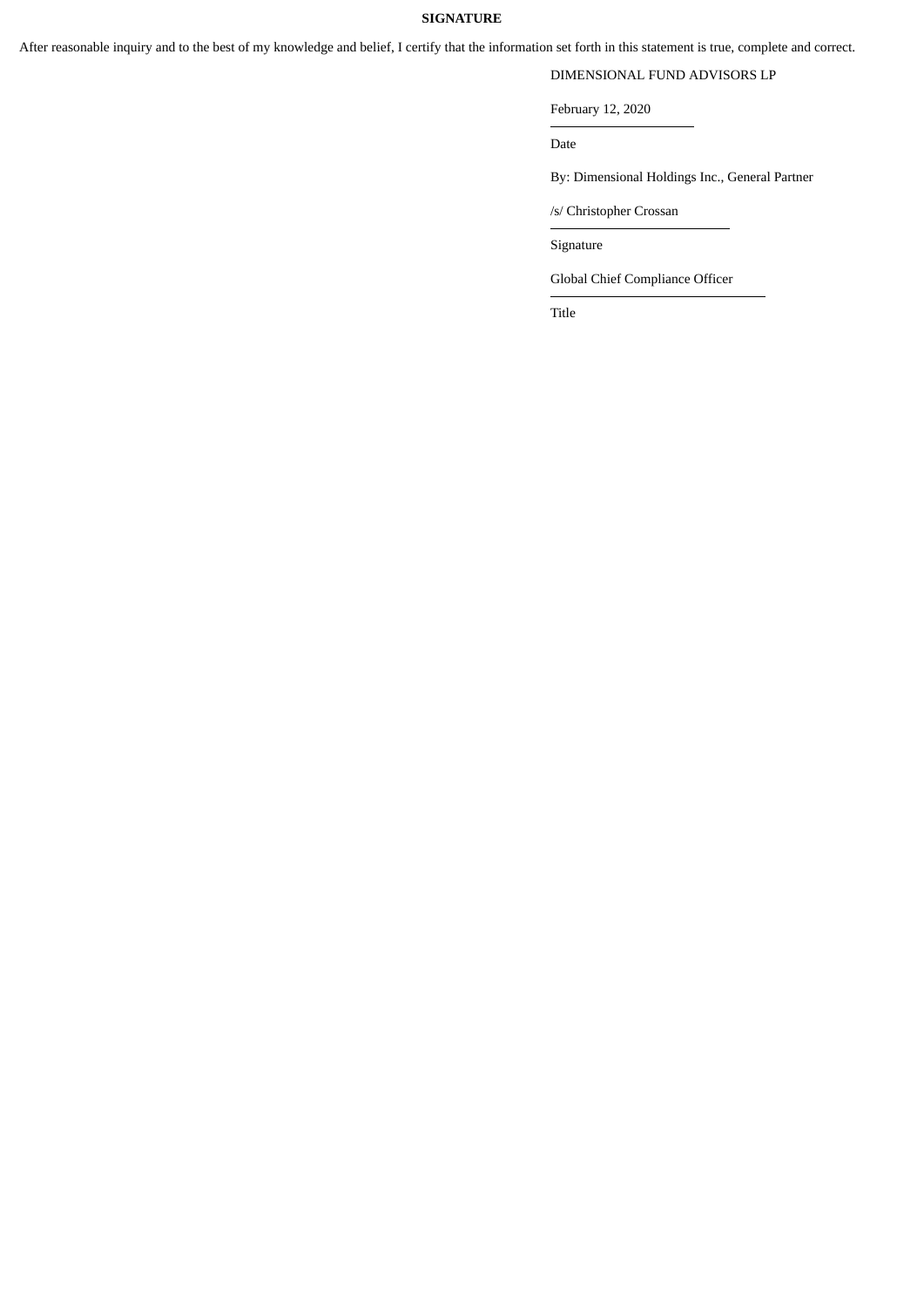**SIGNATURE**

After reasonable inquiry and to the best of my knowledge and belief, I certify that the information set forth in this statement is true, complete and correct.

DIMENSIONAL FUND ADVISORS LP

February 12, 2020

Date

By: Dimensional Holdings Inc., General Partner

/s/ Christopher Crossan

Signature

Global Chief Compliance Officer

Title